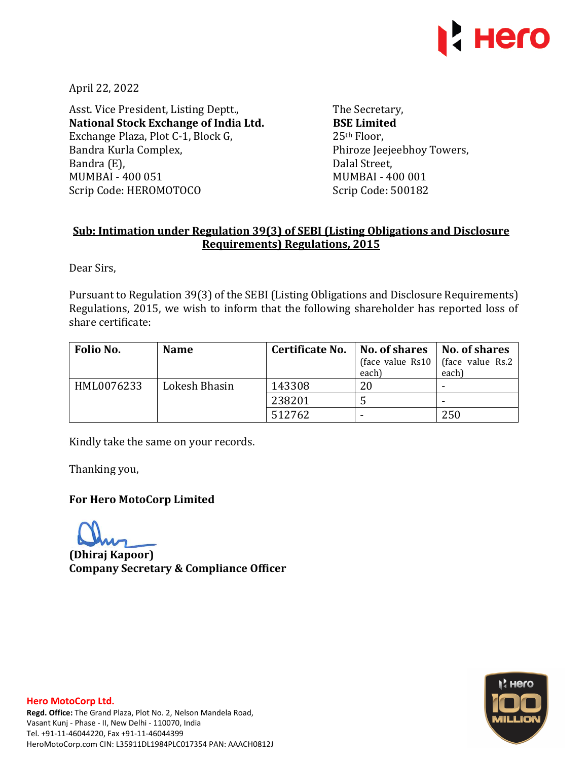April 22, 2022

Asst. Vice President, Listing Deptt.,
**National Stock Exchange of India Ltd.**
Exchange Plaza, Plot C-1, Block G,
Bandra Kurla Complex,
Bandra (E),
MUMBAI - 400 051
Scrip Code: HEROMOTOCO

The Secretary,
**BSE Limited**
25th Floor,
Phiroze Jeejeebhoy Towers,
Dalal Street,
MUMBAI - 400 001
Scrip Code: 500182

**Sub: Intimation under Regulation 39(3) of SEBI (Listing Obligations and Disclosure Requirements) Regulations, 2015**

Dear Sirs,

Pursuant to Regulation 39(3) of the SEBI (Listing Obligations and Disclosure Requirements) Regulations, 2015, we wish to inform that the following shareholder has reported loss of share certificate:

| Folio No. | Name | Certificate No. | No. of shares (face value Rs10 each) | No. of shares (face value Rs.2 each) |
|---|---|---|---|---|
| HML0076233 | Lokesh Bhasin | 143308 | 20 | - |
| | | 238201 | 5 | - |
| | | 512762 | - | 250 |

Kindly take the same on your records.

Thanking you,

**For Hero MotoCorp Limited**

**(Dhiraj Kapoor)**
**Company Secretary & Compliance Officer**

**Hero MotoCorp Ltd.**
**Regd. Office:** The Grand Plaza, Plot No. 2, Nelson Mandela Road, Vasant Kunj - Phase - II, New Delhi - 110070, India
Tel. +91-11-46044220, Fax +91-11-46044399
HeroMotoCorp.com CIN: L35911DL1984PLC017354 PAN: AAACH0812J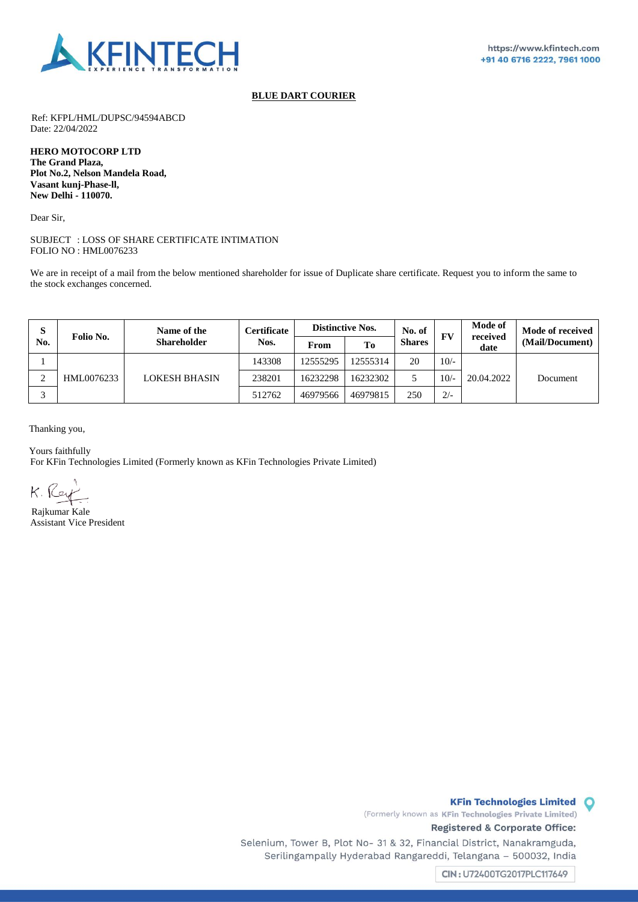**BLUE DART COURIER**

Ref: KFPL/HML/DUPSC/94594ABCD
Date: 22/04/2022

**HERO MOTOCORP LTD**
**The Grand Plaza,**
**Plot No.2, Nelson Mandela Road,**
**Vasant kunj-Phase-ll,**
**New Delhi - 110070.**

Dear Sir,

SUBJECT : LOSS OF SHARE CERTIFICATE INTIMATION
FOLIO NO : HML0076233

We are in receipt of a mail from the below mentioned shareholder for issue of Duplicate share certificate. Request you to inform the same to the stock exchanges concerned.

| S No. | Folio No. | Name of the Shareholder | Certificate Nos. | Distinctive Nos. | | No. of Shares | FV | Mode of received date | Mode of received (Mail/Document) |
|---|---|---|---|---|---|---|---|---|---|
| | | | | From | To | | | | |
| 1 | HML0076233 | LOKESH BHASIN | 143308 | 12555295 | 12555314 | 20 | 10/- | 20.04.2022 | Document |
| 2 | | | 238201 | 16232298 | 16232302 | 5 | 10/- | | |
| 3 | | | 512762 | 46979566 | 46979815 | 250 | 2/- | | |

Thanking you,

Yours faithfully
For KFin Technologies Limited (Formerly known as KFin Technologies Private Limited)

Rajkumar Kale
Assistant Vice President

**KFin Technologies Limited**
(Formerly known as KFin Technologies Private Limited)
Registered & Corporate Office:
Selenium, Tower B, Plot No- 31 & 32, Financial District, Nanakramguda, Serilingampally Hyderabad Rangareddi, Telangana – 500032, India
CIN: U72400TG2017PLC117649